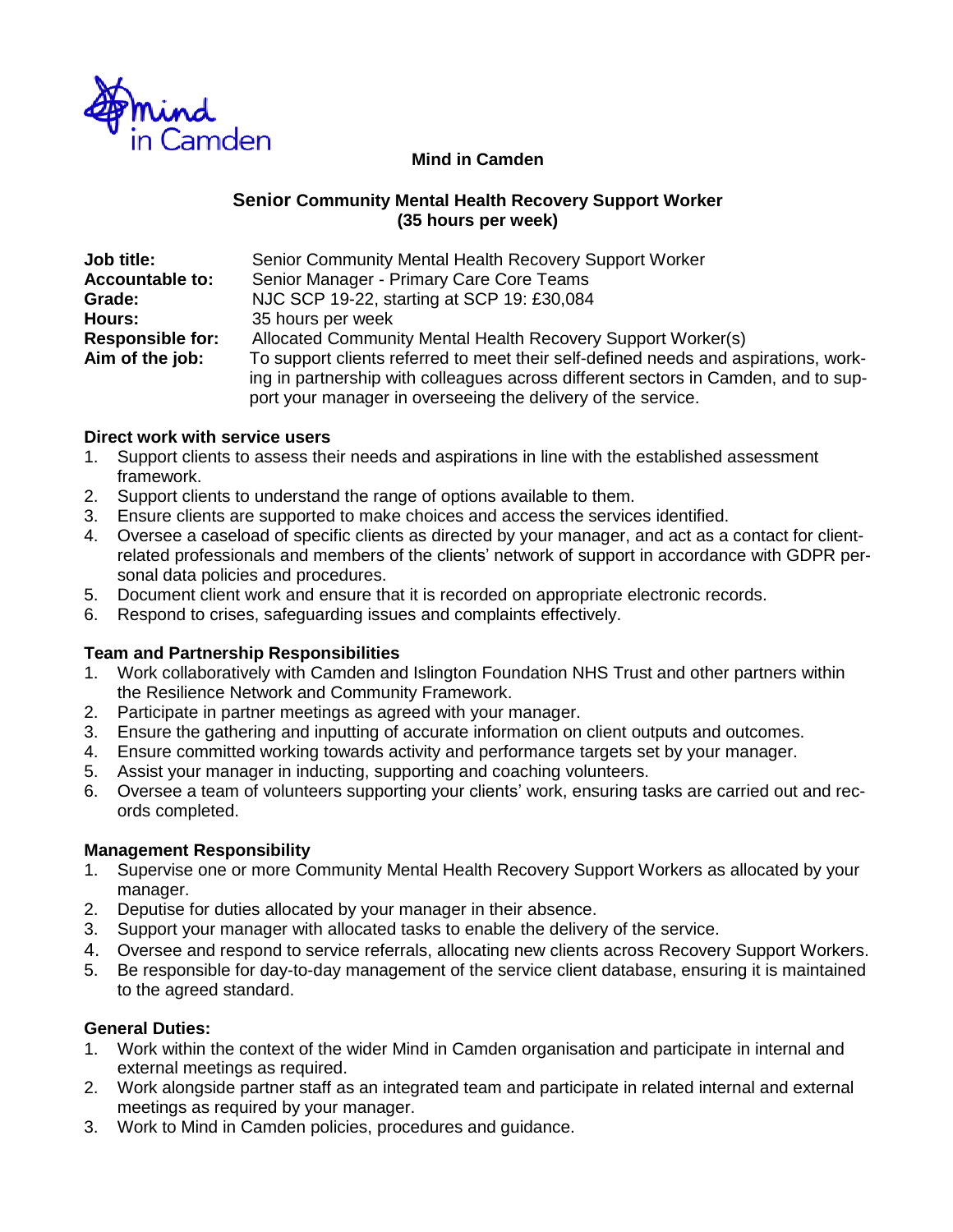**Mind in Camden**

## Senior Community Mental Health Recovery Support Worker
**(35 hours per week)**

**Job title:** Senior Community Mental Health Recovery Support Worker
**Accountable to:** Senior Manager - Primary Care Core Teams
**Grade:** NJC SCP 19-22, starting at SCP 19: £30,084
**Hours:** 35 hours per week
**Responsible for:** Allocated Community Mental Health Recovery Support Worker(s)
**Aim of the job:** To support clients referred to meet their self-defined needs and aspirations, working in partnership with colleagues across different sectors in Camden, and to support your manager in overseeing the delivery of the service.

### Direct work with service users

1. Support clients to assess their needs and aspirations in line with the established assessment framework.
2. Support clients to understand the range of options available to them.
3. Ensure clients are supported to make choices and access the services identified.
4. Oversee a caseload of specific clients as directed by your manager, and act as a contact for client-related professionals and members of the clients' network of support in accordance with GDPR personal data policies and procedures.
5. Document client work and ensure that it is recorded on appropriate electronic records.
6. Respond to crises, safeguarding issues and complaints effectively.

### Team and Partnership Responsibilities

1. Work collaboratively with Camden and Islington Foundation NHS Trust and other partners within the Resilience Network and Community Framework.
2. Participate in partner meetings as agreed with your manager.
3. Ensure the gathering and inputting of accurate information on client outputs and outcomes.
4. Ensure committed working towards activity and performance targets set by your manager.
5. Assist your manager in inducting, supporting and coaching volunteers.
6. Oversee a team of volunteers supporting your clients' work, ensuring tasks are carried out and records completed.

### Management Responsibility

1. Supervise one or more Community Mental Health Recovery Support Workers as allocated by your manager.
2. Deputise for duties allocated by your manager in their absence.
3. Support your manager with allocated tasks to enable the delivery of the service.
4. Oversee and respond to service referrals, allocating new clients across Recovery Support Workers.
5. Be responsible for day-to-day management of the service client database, ensuring it is maintained to the agreed standard.

### General Duties:

1. Work within the context of the wider Mind in Camden organisation and participate in internal and external meetings as required.
2. Work alongside partner staff as an integrated team and participate in related internal and external meetings as required by your manager.
3. Work to Mind in Camden policies, procedures and guidance.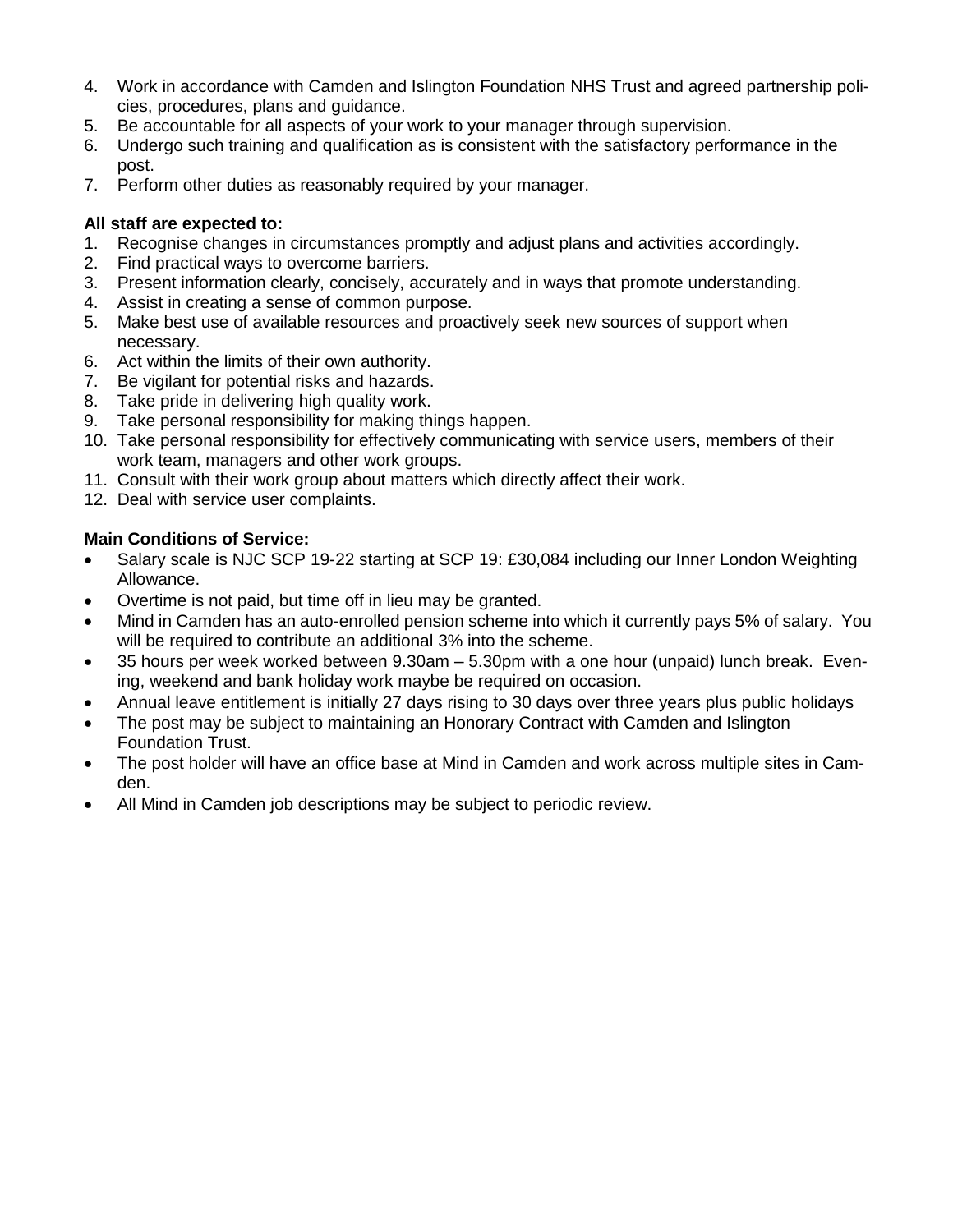4. Work in accordance with Camden and Islington Foundation NHS Trust and agreed partnership policies, procedures, plans and guidance.
5. Be accountable for all aspects of your work to your manager through supervision.
6. Undergo such training and qualification as is consistent with the satisfactory performance in the post.
7. Perform other duties as reasonably required by your manager.

**All staff are expected to:**

1. Recognise changes in circumstances promptly and adjust plans and activities accordingly.
2. Find practical ways to overcome barriers.
3. Present information clearly, concisely, accurately and in ways that promote understanding.
4. Assist in creating a sense of common purpose.
5. Make best use of available resources and proactively seek new sources of support when necessary.
6. Act within the limits of their own authority.
7. Be vigilant for potential risks and hazards.
8. Take pride in delivering high quality work.
9. Take personal responsibility for making things happen.
10. Take personal responsibility for effectively communicating with service users, members of their work team, managers and other work groups.
11. Consult with their work group about matters which directly affect their work.
12. Deal with service user complaints.

**Main Conditions of Service:**

- Salary scale is NJC SCP 19-22 starting at SCP 19: £30,084 including our Inner London Weighting Allowance.
- Overtime is not paid, but time off in lieu may be granted.
- Mind in Camden has an auto-enrolled pension scheme into which it currently pays 5% of salary. You will be required to contribute an additional 3% into the scheme.
- 35 hours per week worked between 9.30am – 5.30pm with a one hour (unpaid) lunch break. Evening, weekend and bank holiday work maybe be required on occasion.
- Annual leave entitlement is initially 27 days rising to 30 days over three years plus public holidays
- The post may be subject to maintaining an Honorary Contract with Camden and Islington Foundation Trust.
- The post holder will have an office base at Mind in Camden and work across multiple sites in Camden.
- All Mind in Camden job descriptions may be subject to periodic review.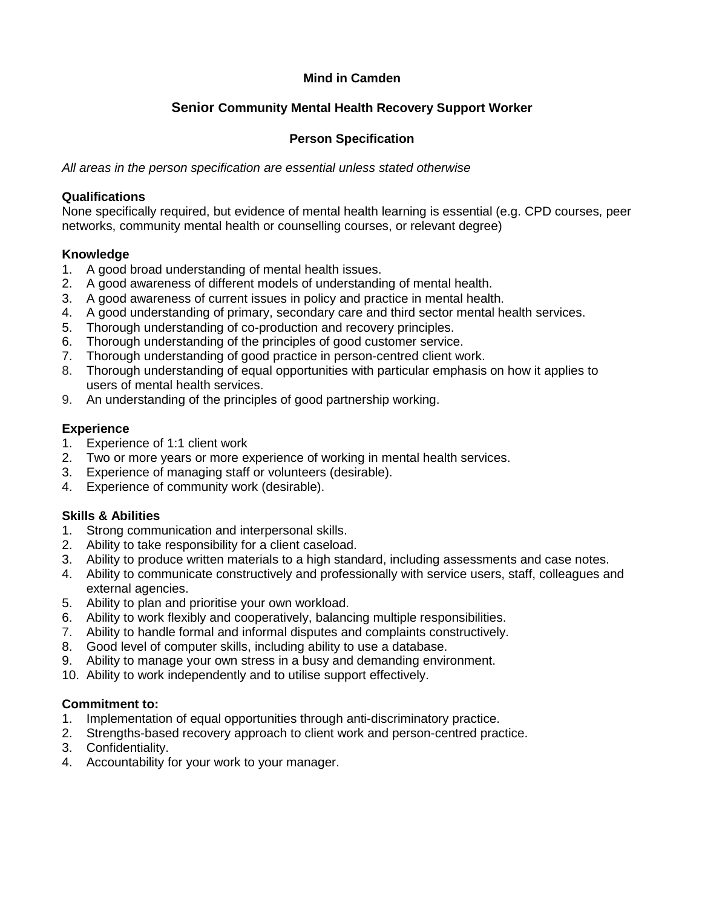**Mind in Camden**

**Senior Community Mental Health Recovery Support Worker**

**Person Specification**

*All areas in the person specification are essential unless stated otherwise*

**Qualifications**
None specifically required, but evidence of mental health learning is essential (e.g. CPD courses, peer networks, community mental health or counselling courses, or relevant degree)

**Knowledge**

1. A good broad understanding of mental health issues.
2. A good awareness of different models of understanding of mental health.
3. A good awareness of current issues in policy and practice in mental health.
4. A good understanding of primary, secondary care and third sector mental health services.
5. Thorough understanding of co-production and recovery principles.
6. Thorough understanding of the principles of good customer service.
7. Thorough understanding of good practice in person-centred client work.
8. Thorough understanding of equal opportunities with particular emphasis on how it applies to users of mental health services.
9. An understanding of the principles of good partnership working.

**Experience**

1. Experience of 1:1 client work
2. Two or more years or more experience of working in mental health services.
3. Experience of managing staff or volunteers (desirable).
4. Experience of community work (desirable).

**Skills & Abilities**

1. Strong communication and interpersonal skills.
2. Ability to take responsibility for a client caseload.
3. Ability to produce written materials to a high standard, including assessments and case notes.
4. Ability to communicate constructively and professionally with service users, staff, colleagues and external agencies.
5. Ability to plan and prioritise your own workload.
6. Ability to work flexibly and cooperatively, balancing multiple responsibilities.
7. Ability to handle formal and informal disputes and complaints constructively.
8. Good level of computer skills, including ability to use a database.
9. Ability to manage your own stress in a busy and demanding environment.
10. Ability to work independently and to utilise support effectively.

**Commitment to:**

1. Implementation of equal opportunities through anti-discriminatory practice.
2. Strengths-based recovery approach to client work and person-centred practice.
3. Confidentiality.
4. Accountability for your work to your manager.